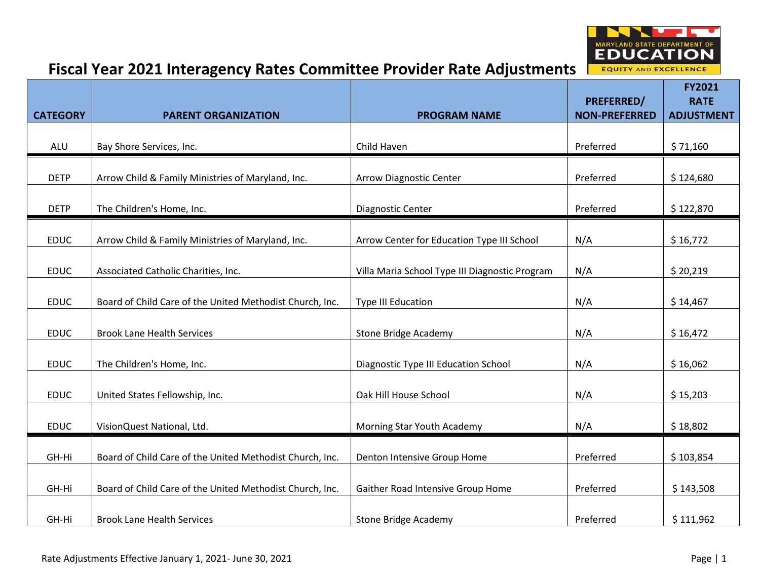# Fiscal Year 2021 Interagency Rates Committee Provider Rate Adjustments

| CATEGORY | PARENT ORGANIZATION | PROGRAM NAME | PREFERRED/ NON-PREFERRED | FY2021 RATE ADJUSTMENT |
|---|---|---|---|---|
| ALU | Bay Shore Services, Inc. | Child Haven | Preferred | $ 71,160 |
| DETP | Arrow Child & Family Ministries of Maryland, Inc. | Arrow Diagnostic Center | Preferred | $ 124,680 |
| DETP | The Children's Home, Inc. | Diagnostic Center | Preferred | $ 122,870 |
| EDUC | Arrow Child & Family Ministries of Maryland, Inc. | Arrow Center for Education Type III School | N/A | $ 16,772 |
| EDUC | Associated Catholic Charities, Inc. | Villa Maria School Type III Diagnostic Program | N/A | $ 20,219 |
| EDUC | Board of Child Care of the United Methodist Church, Inc. | Type III Education | N/A | $ 14,467 |
| EDUC | Brook Lane Health Services | Stone Bridge Academy | N/A | $ 16,472 |
| EDUC | The Children's Home, Inc. | Diagnostic Type III Education School | N/A | $ 16,062 |
| EDUC | United States Fellowship, Inc. | Oak Hill House School | N/A | $ 15,203 |
| EDUC | VisionQuest National, Ltd. | Morning Star Youth Academy | N/A | $ 18,802 |
| GH-Hi | Board of Child Care of the United Methodist Church, Inc. | Denton Intensive Group Home | Preferred | $ 103,854 |
| GH-Hi | Board of Child Care of the United Methodist Church, Inc. | Gaither Road Intensive Group Home | Preferred | $ 143,508 |
| GH-Hi | Brook Lane Health Services | Stone Bridge Academy | Preferred | $ 111,962 |

Rate Adjustments Effective January 1, 2021- June 30, 2021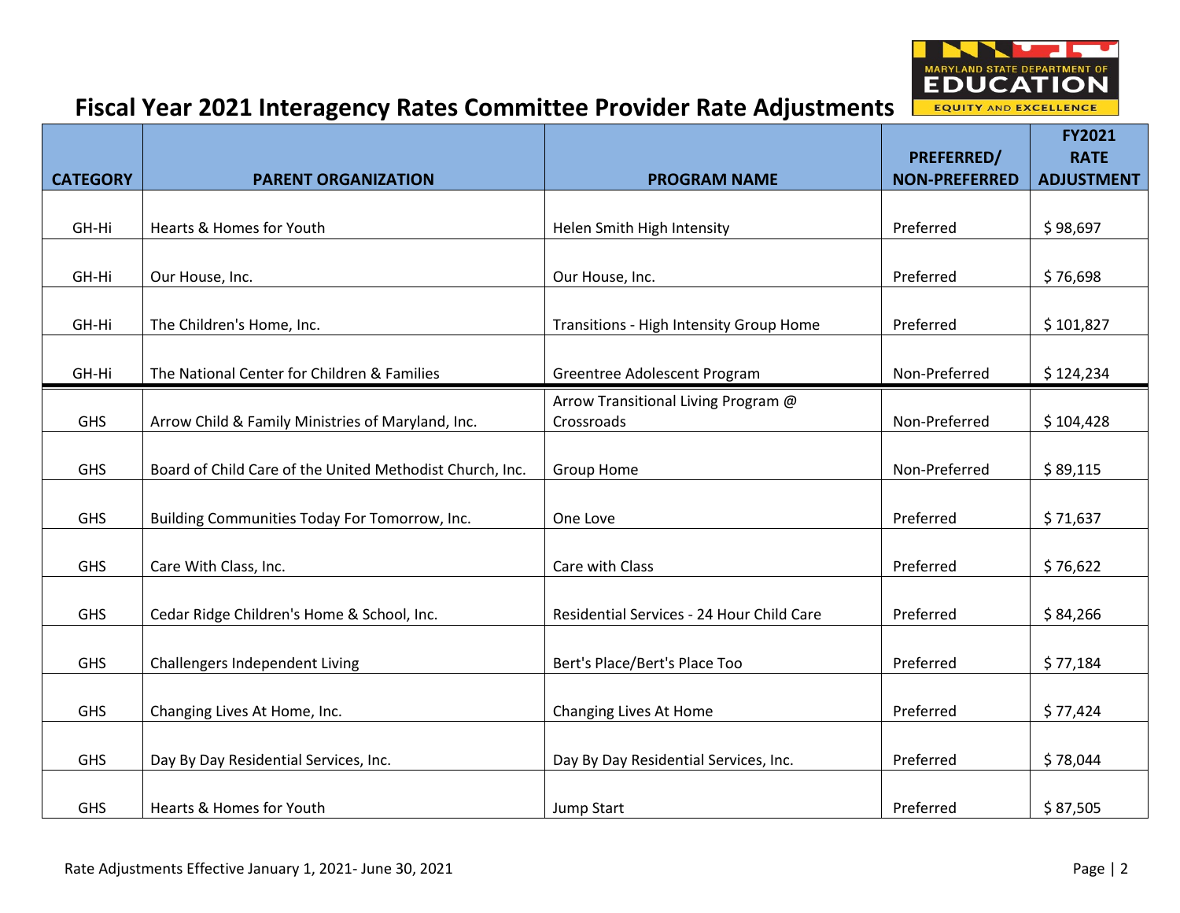# Fiscal Year 2021 Interagency Rates Committee Provider Rate Adjustments

| CATEGORY | PARENT ORGANIZATION | PROGRAM NAME | PREFERRED/ NON-PREFERRED | FY2021 RATE ADJUSTMENT |
|---|---|---|---|---|
| GH-Hi | Hearts & Homes for Youth | Helen Smith High Intensity | Preferred | $ 98,697 |
| GH-Hi | Our House, Inc. | Our House, Inc. | Preferred | $ 76,698 |
| GH-Hi | The Children's Home, Inc. | Transitions - High Intensity Group Home | Preferred | $ 101,827 |
| GH-Hi | The National Center for Children & Families | Greentree Adolescent Program | Non-Preferred | $ 124,234 |
| GHS | Arrow Child & Family Ministries of Maryland, Inc. | Arrow Transitional Living Program @ Crossroads | Non-Preferred | $ 104,428 |
| GHS | Board of Child Care of the United Methodist Church, Inc. | Group Home | Non-Preferred | $ 89,115 |
| GHS | Building Communities Today For Tomorrow, Inc. | One Love | Preferred | $ 71,637 |
| GHS | Care With Class, Inc. | Care with Class | Preferred | $ 76,622 |
| GHS | Cedar Ridge Children's Home & School, Inc. | Residential Services - 24 Hour Child Care | Preferred | $ 84,266 |
| GHS | Challengers Independent Living | Bert's Place/Bert's Place Too | Preferred | $ 77,184 |
| GHS | Changing Lives At Home, Inc. | Changing Lives At Home | Preferred | $ 77,424 |
| GHS | Day By Day Residential Services, Inc. | Day By Day Residential Services, Inc. | Preferred | $ 78,044 |
| GHS | Hearts & Homes for Youth | Jump Start | Preferred | $ 87,505 |

Rate Adjustments Effective January 1, 2021- June 30, 2021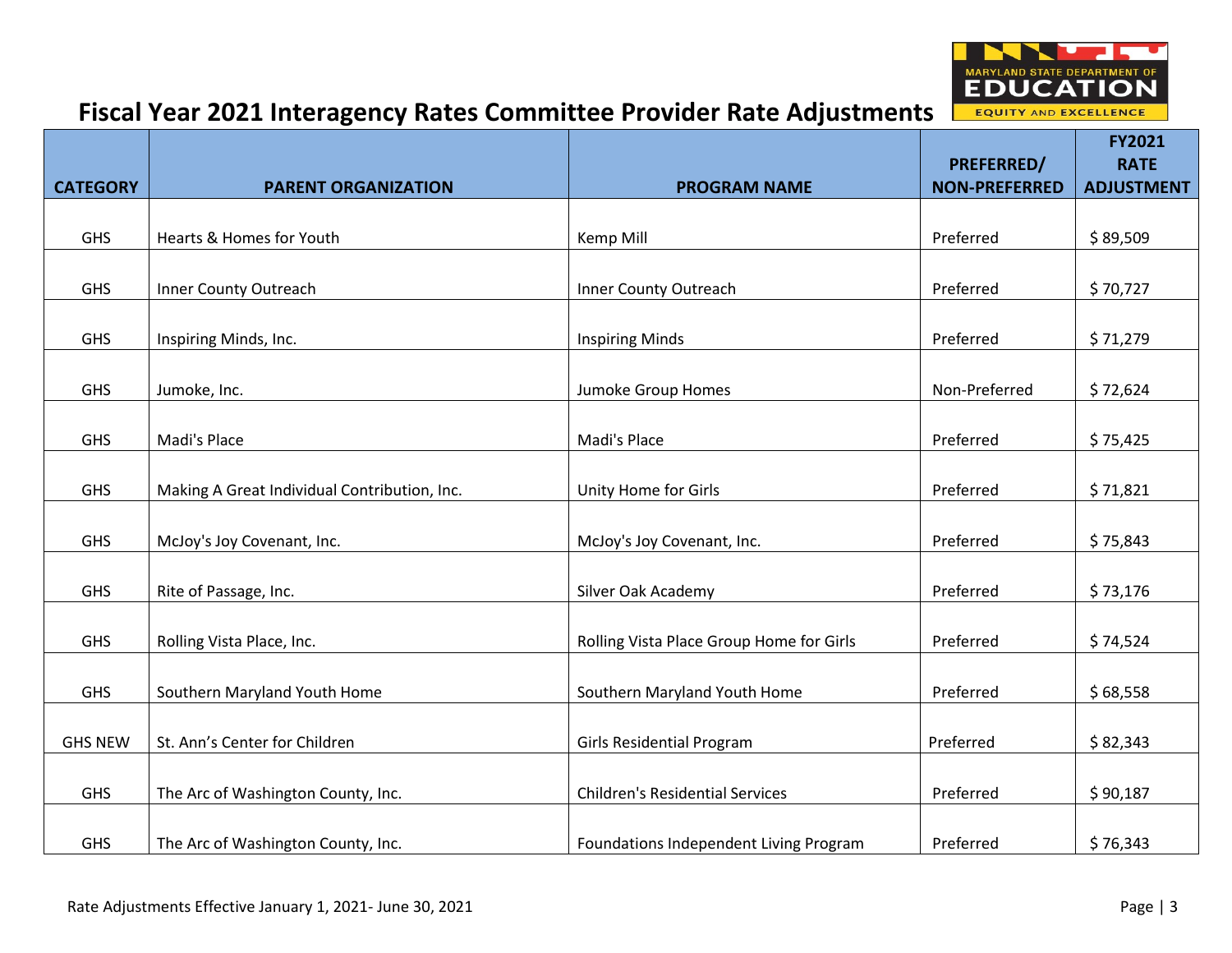# Fiscal Year 2021 Interagency Rates Committee Provider Rate Adjustments

| CATEGORY | PARENT ORGANIZATION | PROGRAM NAME | PREFERRED/ NON-PREFERRED | FY2021 RATE ADJUSTMENT |
|---|---|---|---|---|
| GHS | Hearts & Homes for Youth | Kemp Mill | Preferred | $ 89,509 |
| GHS | Inner County Outreach | Inner County Outreach | Preferred | $ 70,727 |
| GHS | Inspiring Minds, Inc. | Inspiring Minds | Preferred | $ 71,279 |
| GHS | Jumoke, Inc. | Jumoke Group Homes | Non-Preferred | $ 72,624 |
| GHS | Madi's Place | Madi's Place | Preferred | $ 75,425 |
| GHS | Making A Great Individual Contribution, Inc. | Unity Home for Girls | Preferred | $ 71,821 |
| GHS | McJoy's Joy Covenant, Inc. | McJoy's Joy Covenant, Inc. | Preferred | $ 75,843 |
| GHS | Rite of Passage, Inc. | Silver Oak Academy | Preferred | $ 73,176 |
| GHS | Rolling Vista Place, Inc. | Rolling Vista Place Group Home for Girls | Preferred | $ 74,524 |
| GHS | Southern Maryland Youth Home | Southern Maryland Youth Home | Preferred | $ 68,558 |
| GHS NEW | St. Ann's Center for Children | Girls Residential Program | Preferred | $ 82,343 |
| GHS | The Arc of Washington County, Inc. | Children's Residential Services | Preferred | $ 90,187 |
| GHS | The Arc of Washington County, Inc. | Foundations Independent Living Program | Preferred | $ 76,343 |

Rate Adjustments Effective January 1, 2021- June 30, 2021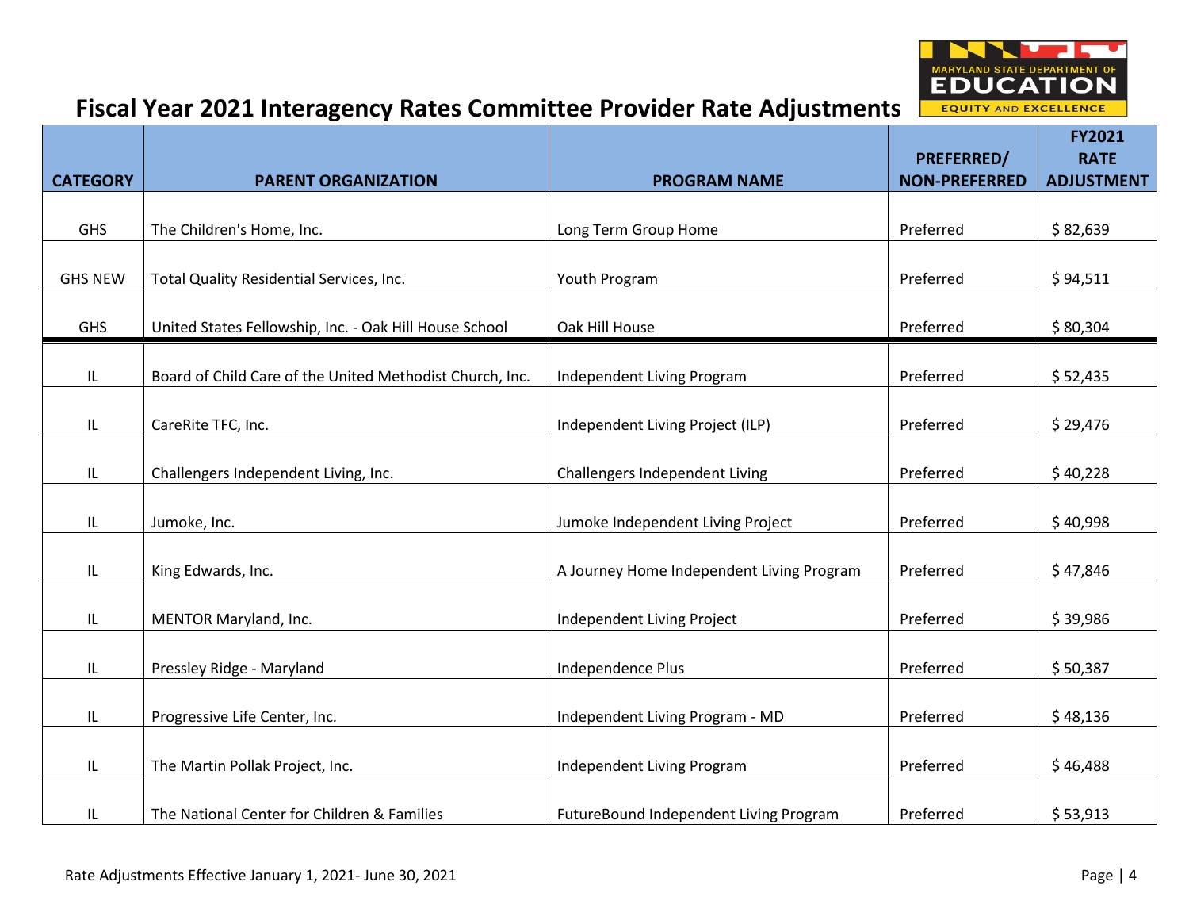# Fiscal Year 2021 Interagency Rates Committee Provider Rate Adjustments

| CATEGORY | PARENT ORGANIZATION | PROGRAM NAME | PREFERRED/ NON-PREFERRED | FY2021 RATE ADJUSTMENT |
|---|---|---|---|---|
| GHS | The Children's Home, Inc. | Long Term Group Home | Preferred | $ 82,639 |
| GHS NEW | Total Quality Residential Services, Inc. | Youth Program | Preferred | $ 94,511 |
| GHS | United States Fellowship, Inc. - Oak Hill House School | Oak Hill House | Preferred | $ 80,304 |
| IL | Board of Child Care of the United Methodist Church, Inc. | Independent Living Program | Preferred | $ 52,435 |
| IL | CareRite TFC, Inc. | Independent Living Project (ILP) | Preferred | $ 29,476 |
| IL | Challengers Independent Living, Inc. | Challengers Independent Living | Preferred | $ 40,228 |
| IL | Jumoke, Inc. | Jumoke Independent Living Project | Preferred | $ 40,998 |
| IL | King Edwards, Inc. | A Journey Home Independent Living Program | Preferred | $ 47,846 |
| IL | MENTOR Maryland, Inc. | Independent Living Project | Preferred | $ 39,986 |
| IL | Pressley Ridge - Maryland | Independence Plus | Preferred | $ 50,387 |
| IL | Progressive Life Center, Inc. | Independent Living Program - MD | Preferred | $ 48,136 |
| IL | The Martin Pollak Project, Inc. | Independent Living Program | Preferred | $ 46,488 |
| IL | The National Center for Children & Families | FutureBound Independent Living Program | Preferred | $ 53,913 |

Rate Adjustments Effective January 1, 2021- June 30, 2021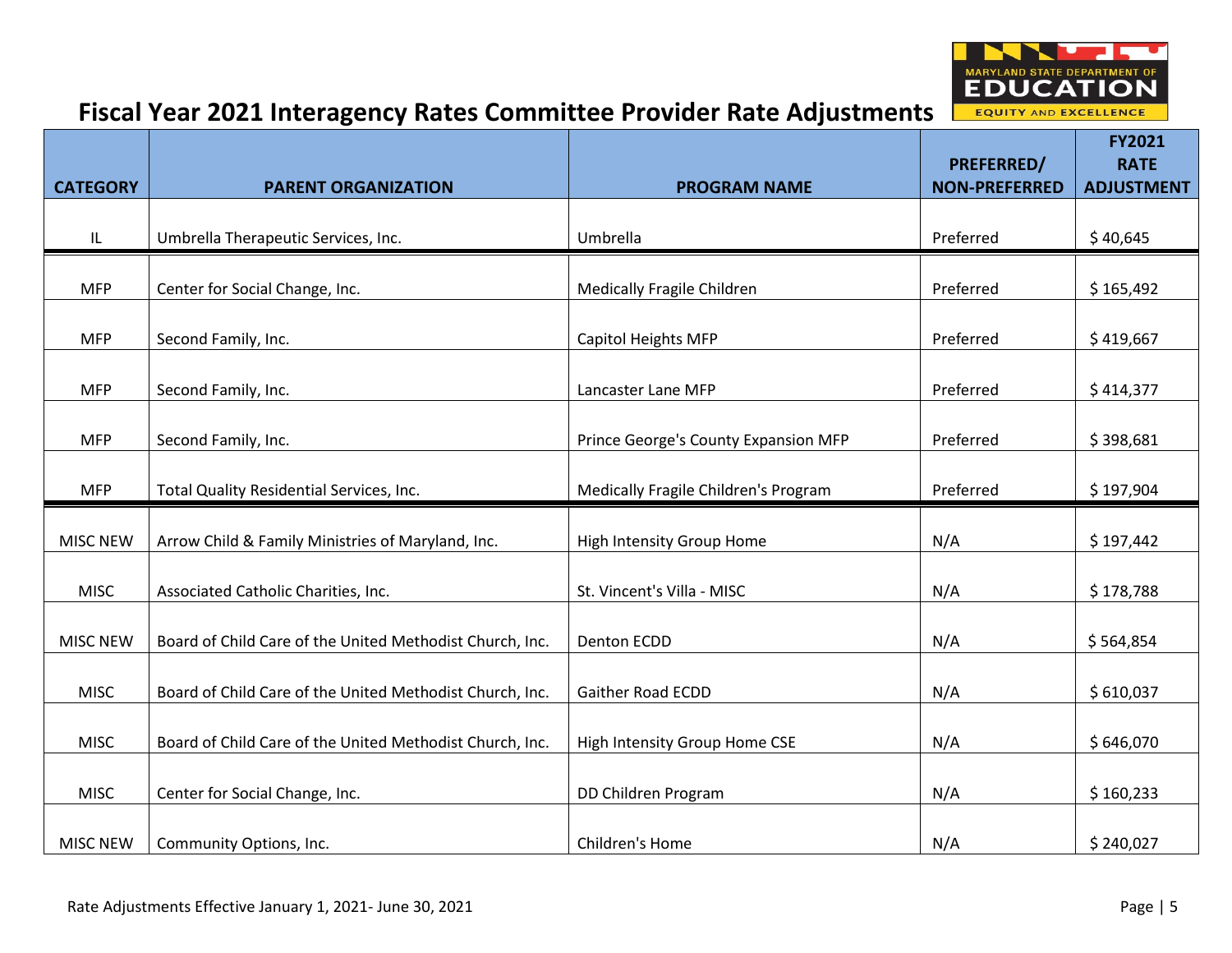# Fiscal Year 2021 Interagency Rates Committee Provider Rate Adjustments

| CATEGORY | PARENT ORGANIZATION | PROGRAM NAME | PREFERRED/ NON-PREFERRED | FY2021 RATE ADJUSTMENT |
|---|---|---|---|---|
| IL | Umbrella Therapeutic Services, Inc. | Umbrella | Preferred | $ 40,645 |
| MFP | Center for Social Change, Inc. | Medically Fragile Children | Preferred | $ 165,492 |
| MFP | Second Family, Inc. | Capitol Heights MFP | Preferred | $ 419,667 |
| MFP | Second Family, Inc. | Lancaster Lane MFP | Preferred | $ 414,377 |
| MFP | Second Family, Inc. | Prince George's County Expansion MFP | Preferred | $ 398,681 |
| MFP | Total Quality Residential Services, Inc. | Medically Fragile Children's Program | Preferred | $ 197,904 |
| MISC NEW | Arrow Child & Family Ministries of Maryland, Inc. | High Intensity Group Home | N/A | $ 197,442 |
| MISC | Associated Catholic Charities, Inc. | St. Vincent's Villa - MISC | N/A | $ 178,788 |
| MISC NEW | Board of Child Care of the United Methodist Church, Inc. | Denton ECDD | N/A | $ 564,854 |
| MISC | Board of Child Care of the United Methodist Church, Inc. | Gaither Road ECDD | N/A | $ 610,037 |
| MISC | Board of Child Care of the United Methodist Church, Inc. | High Intensity Group Home CSE | N/A | $ 646,070 |
| MISC | Center for Social Change, Inc. | DD Children Program | N/A | $ 160,233 |
| MISC NEW | Community Options, Inc. | Children's Home | N/A | $ 240,027 |

Rate Adjustments Effective January 1, 2021- June 30, 2021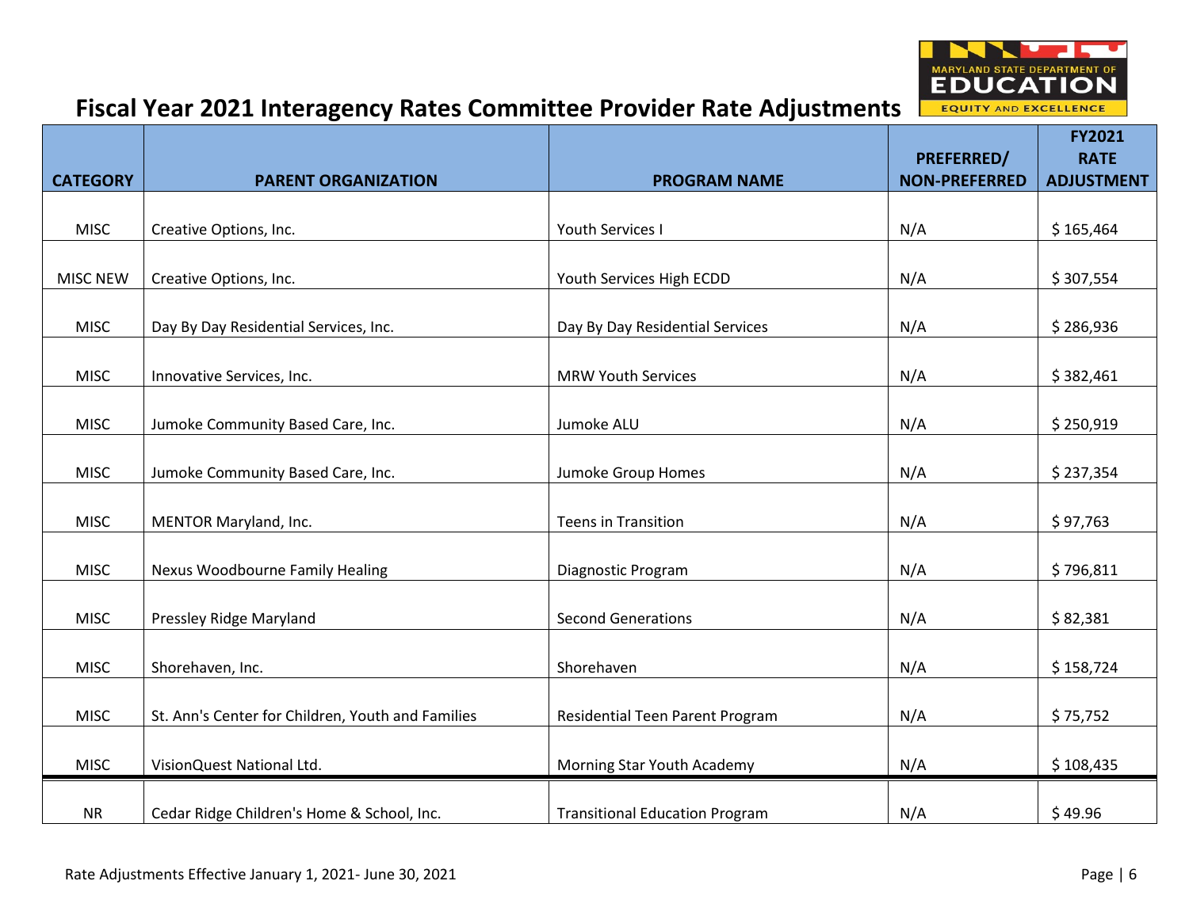# Fiscal Year 2021 Interagency Rates Committee Provider Rate Adjustments

| CATEGORY | PARENT ORGANIZATION | PROGRAM NAME | PREFERRED/ NON-PREFERRED | FY2021 RATE ADJUSTMENT |
|---|---|---|---|---|
| MISC | Creative Options, Inc. | Youth Services I | N/A | $ 165,464 |
| MISC NEW | Creative Options, Inc. | Youth Services High ECDD | N/A | $ 307,554 |
| MISC | Day By Day Residential Services, Inc. | Day By Day Residential Services | N/A | $ 286,936 |
| MISC | Innovative Services, Inc. | MRW Youth Services | N/A | $ 382,461 |
| MISC | Jumoke Community Based Care, Inc. | Jumoke ALU | N/A | $ 250,919 |
| MISC | Jumoke Community Based Care, Inc. | Jumoke Group Homes | N/A | $ 237,354 |
| MISC | MENTOR Maryland, Inc. | Teens in Transition | N/A | $ 97,763 |
| MISC | Nexus Woodbourne Family Healing | Diagnostic Program | N/A | $ 796,811 |
| MISC | Pressley Ridge Maryland | Second Generations | N/A | $ 82,381 |
| MISC | Shorehaven, Inc. | Shorehaven | N/A | $ 158,724 |
| MISC | St. Ann's Center for Children, Youth and Families | Residential Teen Parent Program | N/A | $ 75,752 |
| MISC | VisionQuest National Ltd. | Morning Star Youth Academy | N/A | $ 108,435 |
| NR | Cedar Ridge Children's Home & School, Inc. | Transitional Education Program | N/A | $ 49.96 |

Rate Adjustments Effective January 1, 2021- June 30, 2021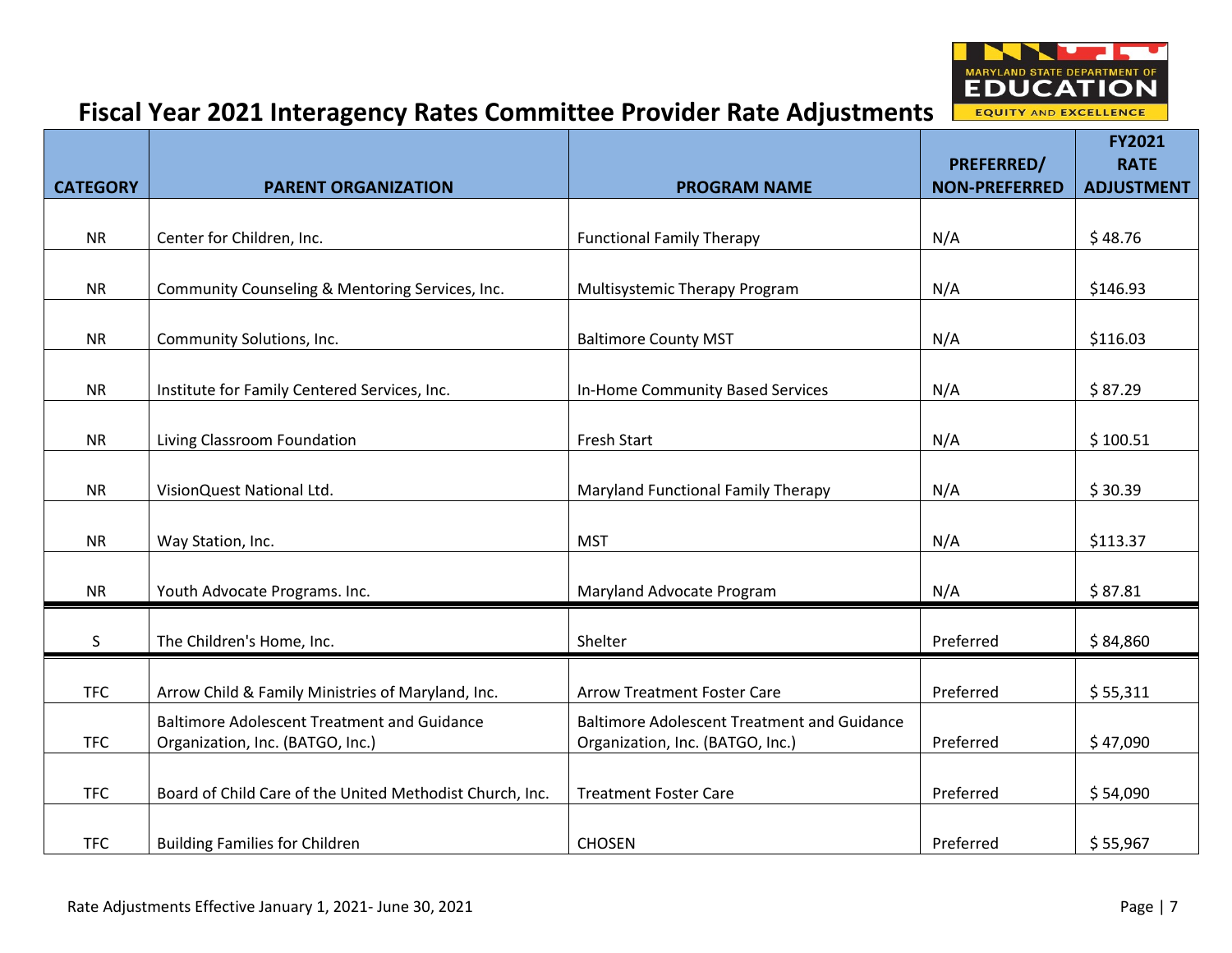# Fiscal Year 2021 Interagency Rates Committee Provider Rate Adjustments

| CATEGORY | PARENT ORGANIZATION | PROGRAM NAME | PREFERRED/ NON-PREFERRED | FY2021 RATE ADJUSTMENT |
|---|---|---|---|---|
| NR | Center for Children, Inc. | Functional Family Therapy | N/A | $ 48.76 |
| NR | Community Counseling & Mentoring Services, Inc. | Multisystemic Therapy Program | N/A | $146.93 |
| NR | Community Solutions, Inc. | Baltimore County MST | N/A | $116.03 |
| NR | Institute for Family Centered Services, Inc. | In-Home Community Based Services | N/A | $ 87.29 |
| NR | Living Classroom Foundation | Fresh Start | N/A | $ 100.51 |
| NR | VisionQuest National Ltd. | Maryland Functional Family Therapy | N/A | $ 30.39 |
| NR | Way Station, Inc. | MST | N/A | $113.37 |
| NR | Youth Advocate Programs. Inc. | Maryland Advocate Program | N/A | $ 87.81 |
| S | The Children's Home, Inc. | Shelter | Preferred | $ 84,860 |
| TFC | Arrow Child & Family Ministries of Maryland, Inc. | Arrow Treatment Foster Care | Preferred | $ 55,311 |
| TFC | Baltimore Adolescent Treatment and Guidance Organization, Inc. (BATGO, Inc.) | Baltimore Adolescent Treatment and Guidance Organization, Inc. (BATGO, Inc.) | Preferred | $ 47,090 |
| TFC | Board of Child Care of the United Methodist Church, Inc. | Treatment Foster Care | Preferred | $ 54,090 |
| TFC | Building Families for Children | CHOSEN | Preferred | $ 55,967 |

Rate Adjustments Effective January 1, 2021- June 30, 2021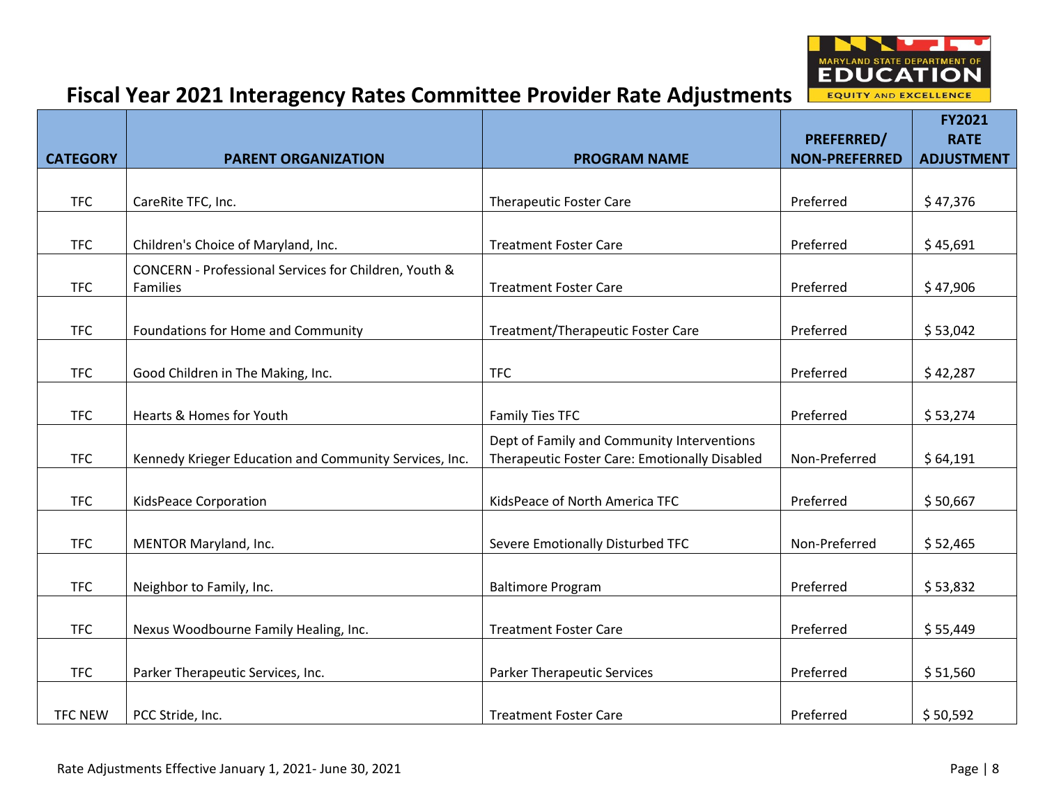# Fiscal Year 2021 Interagency Rates Committee Provider Rate Adjustments

| CATEGORY | PARENT ORGANIZATION | PROGRAM NAME | PREFERRED/ NON-PREFERRED | FY2021 RATE ADJUSTMENT |
|---|---|---|---|---|
| TFC | CareRite TFC, Inc. | Therapeutic Foster Care | Preferred | $ 47,376 |
| TFC | Children's Choice of Maryland, Inc. | Treatment Foster Care | Preferred | $ 45,691 |
| TFC | CONCERN - Professional Services for Children, Youth & Families | Treatment Foster Care | Preferred | $ 47,906 |
| TFC | Foundations for Home and Community | Treatment/Therapeutic Foster Care | Preferred | $ 53,042 |
| TFC | Good Children in The Making, Inc. | TFC | Preferred | $ 42,287 |
| TFC | Hearts & Homes for Youth | Family Ties TFC | Preferred | $ 53,274 |
| TFC | Kennedy Krieger Education and Community Services, Inc. | Dept of Family and Community Interventions Therapeutic Foster Care: Emotionally Disabled | Non-Preferred | $ 64,191 |
| TFC | KidsPeace Corporation | KidsPeace of North America TFC | Preferred | $ 50,667 |
| TFC | MENTOR Maryland, Inc. | Severe Emotionally Disturbed TFC | Non-Preferred | $ 52,465 |
| TFC | Neighbor to Family, Inc. | Baltimore Program | Preferred | $ 53,832 |
| TFC | Nexus Woodbourne Family Healing, Inc. | Treatment Foster Care | Preferred | $ 55,449 |
| TFC | Parker Therapeutic Services, Inc. | Parker Therapeutic Services | Preferred | $ 51,560 |
| TFC NEW | PCC Stride, Inc. | Treatment Foster Care | Preferred | $ 50,592 |

Rate Adjustments Effective January 1, 2021- June 30, 2021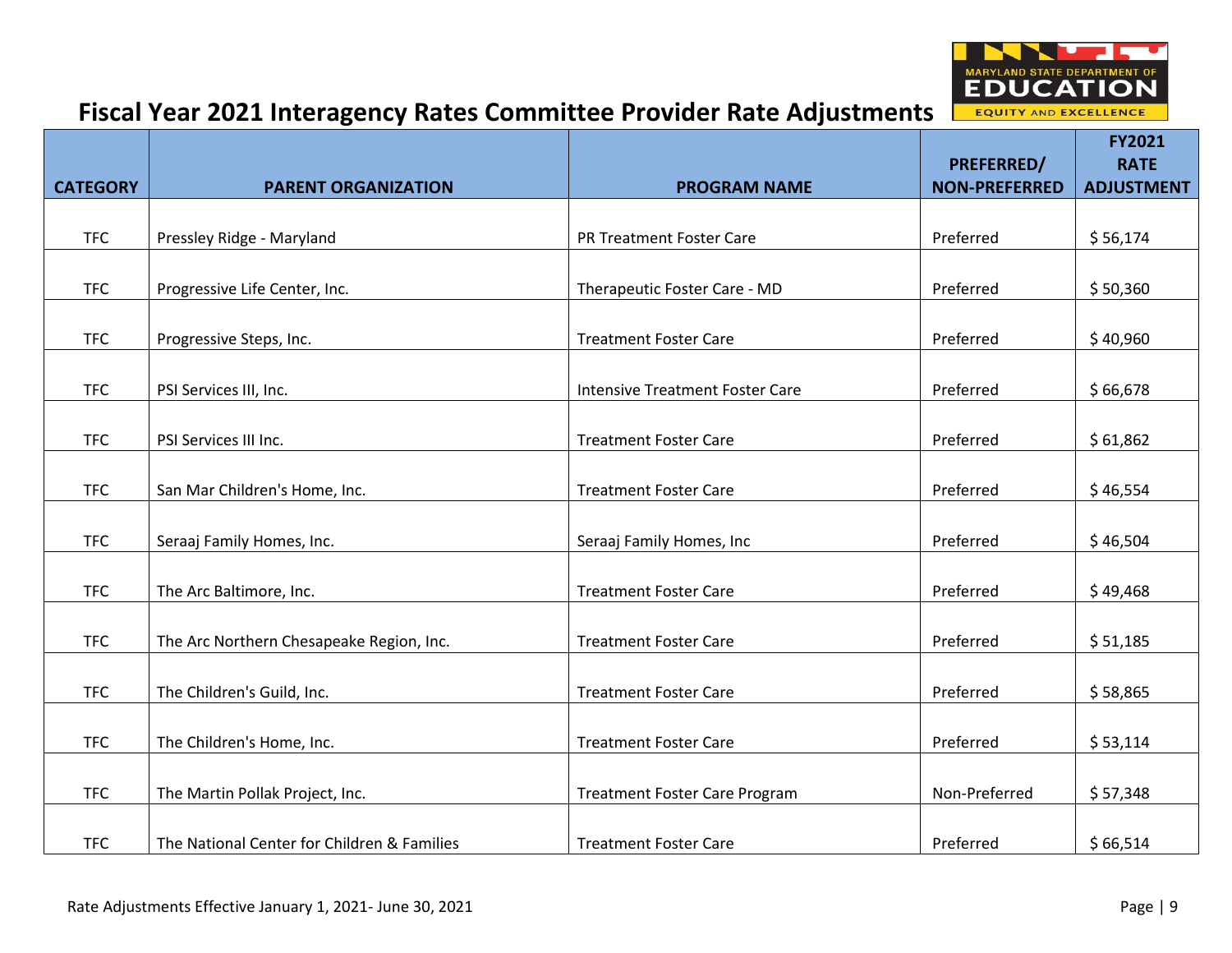# Fiscal Year 2021 Interagency Rates Committee Provider Rate Adjustments

| CATEGORY | PARENT ORGANIZATION | PROGRAM NAME | PREFERRED/ NON-PREFERRED | FY2021 RATE ADJUSTMENT |
|---|---|---|---|---|
| TFC | Pressley Ridge - Maryland | PR Treatment Foster Care | Preferred | $ 56,174 |
| TFC | Progressive Life Center, Inc. | Therapeutic Foster Care - MD | Preferred | $ 50,360 |
| TFC | Progressive Steps, Inc. | Treatment Foster Care | Preferred | $ 40,960 |
| TFC | PSI Services III, Inc. | Intensive Treatment Foster Care | Preferred | $ 66,678 |
| TFC | PSI Services III Inc. | Treatment Foster Care | Preferred | $ 61,862 |
| TFC | San Mar Children's Home, Inc. | Treatment Foster Care | Preferred | $ 46,554 |
| TFC | Seraaj Family Homes, Inc. | Seraaj Family Homes, Inc | Preferred | $ 46,504 |
| TFC | The Arc Baltimore, Inc. | Treatment Foster Care | Preferred | $ 49,468 |
| TFC | The Arc Northern Chesapeake Region, Inc. | Treatment Foster Care | Preferred | $ 51,185 |
| TFC | The Children's Guild, Inc. | Treatment Foster Care | Preferred | $ 58,865 |
| TFC | The Children's Home, Inc. | Treatment Foster Care | Preferred | $ 53,114 |
| TFC | The Martin Pollak Project, Inc. | Treatment Foster Care Program | Non-Preferred | $ 57,348 |
| TFC | The National Center for Children & Families | Treatment Foster Care | Preferred | $ 66,514 |

Rate Adjustments Effective January 1, 2021- June 30, 2021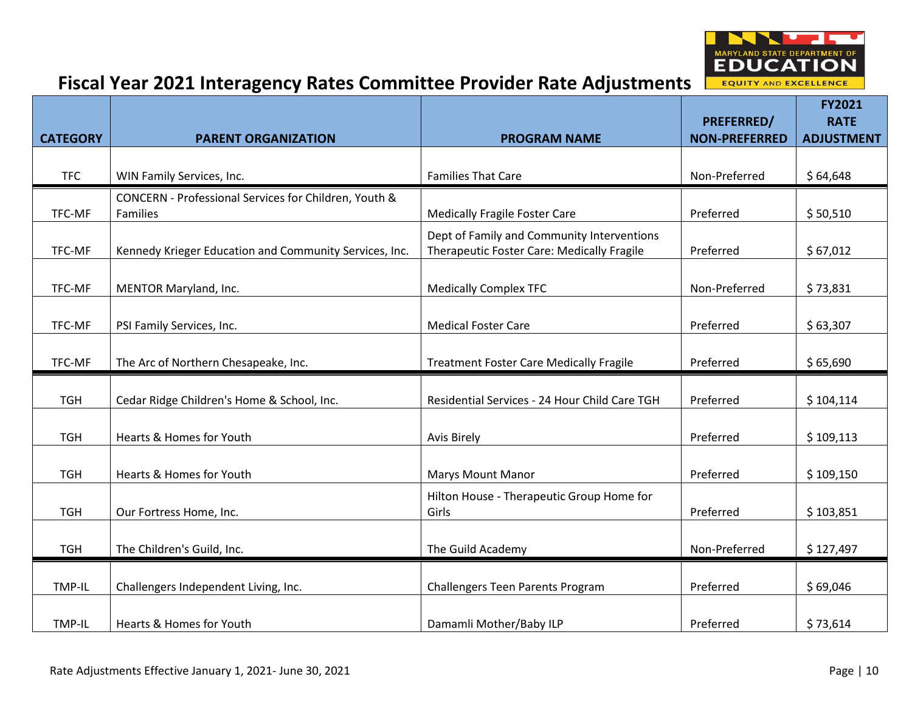# Fiscal Year 2021 Interagency Rates Committee Provider Rate Adjustments

| CATEGORY | PARENT ORGANIZATION | PROGRAM NAME | PREFERRED/ NON-PREFERRED | FY2021 RATE ADJUSTMENT |
|---|---|---|---|---|
| TFC | WIN Family Services, Inc. | Families That Care | Non-Preferred | $ 64,648 |
| TFC-MF | CONCERN - Professional Services for Children, Youth & Families | Medically Fragile Foster Care | Preferred | $ 50,510 |
| TFC-MF | Kennedy Krieger Education and Community Services, Inc. | Dept of Family and Community Interventions Therapeutic Foster Care: Medically Fragile | Preferred | $ 67,012 |
| TFC-MF | MENTOR Maryland, Inc. | Medically Complex TFC | Non-Preferred | $ 73,831 |
| TFC-MF | PSI Family Services, Inc. | Medical Foster Care | Preferred | $ 63,307 |
| TFC-MF | The Arc of Northern Chesapeake, Inc. | Treatment Foster Care Medically Fragile | Preferred | $ 65,690 |
| TGH | Cedar Ridge Children's Home & School, Inc. | Residential Services - 24 Hour Child Care TGH | Preferred | $ 104,114 |
| TGH | Hearts & Homes for Youth | Avis Birely | Preferred | $ 109,113 |
| TGH | Hearts & Homes for Youth | Marys Mount Manor | Preferred | $ 109,150 |
| TGH | Our Fortress Home, Inc. | Hilton House - Therapeutic Group Home for Girls | Preferred | $ 103,851 |
| TGH | The Children's Guild, Inc. | The Guild Academy | Non-Preferred | $ 127,497 |
| TMP-IL | Challengers Independent Living, Inc. | Challengers Teen Parents Program | Preferred | $ 69,046 |
| TMP-IL | Hearts & Homes for Youth | Damamli Mother/Baby ILP | Preferred | $ 73,614 |

Rate Adjustments Effective January 1, 2021- June 30, 2021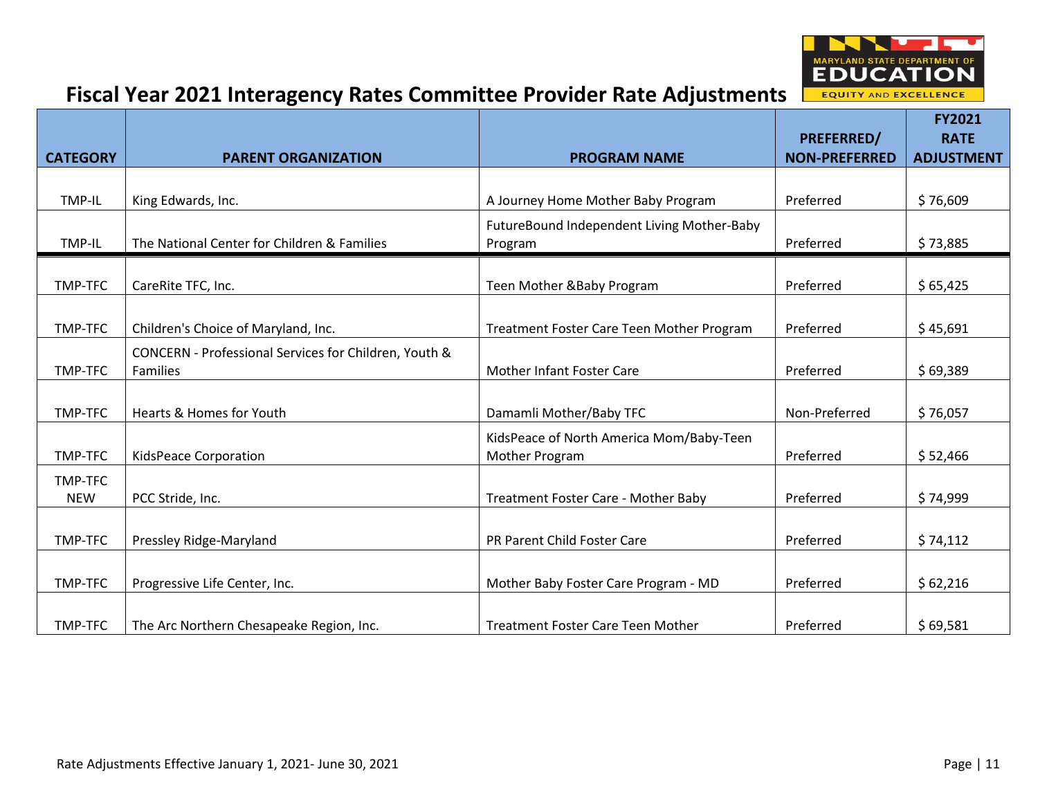# Fiscal Year 2021 Interagency Rates Committee Provider Rate Adjustments

| CATEGORY | PARENT ORGANIZATION | PROGRAM NAME | PREFERRED/ NON-PREFERRED | FY2021 RATE ADJUSTMENT |
|---|---|---|---|---|
| TMP-IL | King Edwards, Inc. | A Journey Home Mother Baby Program | Preferred | $ 76,609 |
| TMP-IL | The National Center for Children & Families | FutureBound Independent Living Mother-Baby Program | Preferred | $ 73,885 |
| TMP-TFC | CareRite TFC, Inc. | Teen Mother &Baby Program | Preferred | $ 65,425 |
| TMP-TFC | Children's Choice of Maryland, Inc. | Treatment Foster Care Teen Mother Program | Preferred | $ 45,691 |
| TMP-TFC | CONCERN - Professional Services for Children, Youth & Families | Mother Infant Foster Care | Preferred | $ 69,389 |
| TMP-TFC | Hearts & Homes for Youth | Damamli Mother/Baby TFC | Non-Preferred | $ 76,057 |
| TMP-TFC | KidsPeace Corporation | KidsPeace of North America Mom/Baby-Teen Mother Program | Preferred | $ 52,466 |
| TMP-TFC NEW | PCC Stride, Inc. | Treatment Foster Care - Mother Baby | Preferred | $ 74,999 |
| TMP-TFC | Pressley Ridge-Maryland | PR Parent Child Foster Care | Preferred | $ 74,112 |
| TMP-TFC | Progressive Life Center, Inc. | Mother Baby Foster Care Program - MD | Preferred | $ 62,216 |
| TMP-TFC | The Arc Northern Chesapeake Region, Inc. | Treatment Foster Care Teen Mother | Preferred | $ 69,581 |

Rate Adjustments Effective January 1, 2021- June 30, 2021